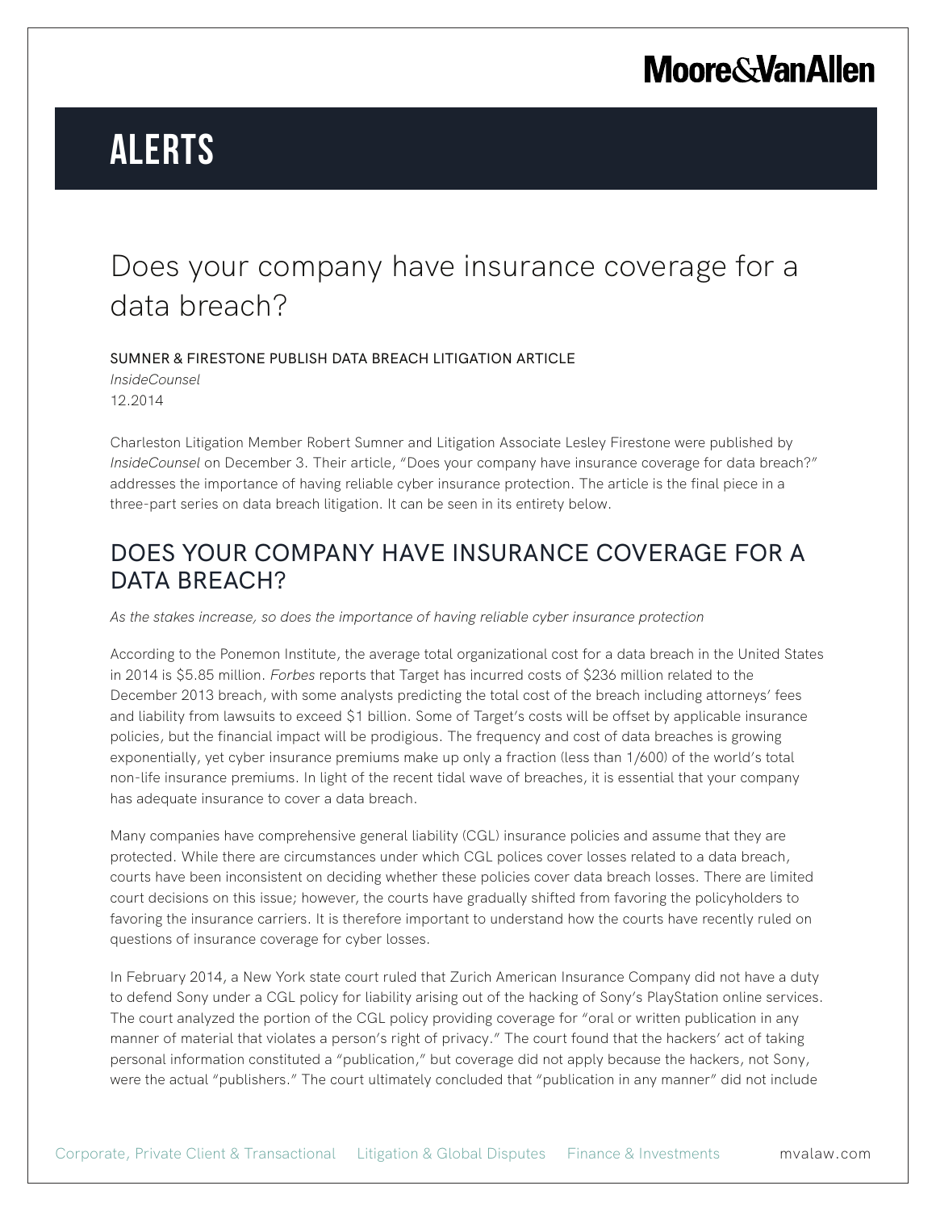# ALERTS

## Does your company have insurance coverage for a data breach?

SUMNER & FIRESTONE PUBLISH DATA BREACH LITIGATION ARTICLE

*InsideCounsel*

12.2014

Charleston Litigation Member Robert Sumner and Litigation Associate Lesley Firestone were published by *InsideCounsel* on December 3. Their article, "Does your company have insurance coverage for data breach?" addresses the importance of having reliable cyber insurance protection. The article is the final piece in a three-part series on data breach litigation. It can be seen in its entirety below.

## DOES YOUR COMPANY HAVE INSURANCE COVERAGE FOR A DATA BREACH?

*As the stakes increase, so does the importance of having reliable cyber insurance protection*

According to the Ponemon Institute, the average total organizational cost for a data breach in the United States in 2014 is $5.85 million. *Forbes* reports that Target has incurred costs of $236 million related to the December 2013 breach, with some analysts predicting the total cost of the breach including attorneys' fees and liability from lawsuits to exceed $1 billion. Some of Target's costs will be offset by applicable insurance policies, but the financial impact will be prodigious. The frequency and cost of data breaches is growing exponentially, yet cyber insurance premiums make up only a fraction (less than 1/600) of the world's total non-life insurance premiums. In light of the recent tidal wave of breaches, it is essential that your company has adequate insurance to cover a data breach.

Many companies have comprehensive general liability (CGL) insurance policies and assume that they are protected. While there are circumstances under which CGL polices cover losses related to a data breach, courts have been inconsistent on deciding whether these policies cover data breach losses. There are limited court decisions on this issue; however, the courts have gradually shifted from favoring the policyholders to favoring the insurance carriers. It is therefore important to understand how the courts have recently ruled on questions of insurance coverage for cyber losses.

In February 2014, a New York state court ruled that Zurich American Insurance Company did not have a duty to defend Sony under a CGL policy for liability arising out of the hacking of Sony's PlayStation online services. The court analyzed the portion of the CGL policy providing coverage for "oral or written publication in any manner of material that violates a person's right of privacy." The court found that the hackers' act of taking personal information constituted a "publication," but coverage did not apply because the hackers, not Sony, were the actual "publishers." The court ultimately concluded that "publication in any manner" did not include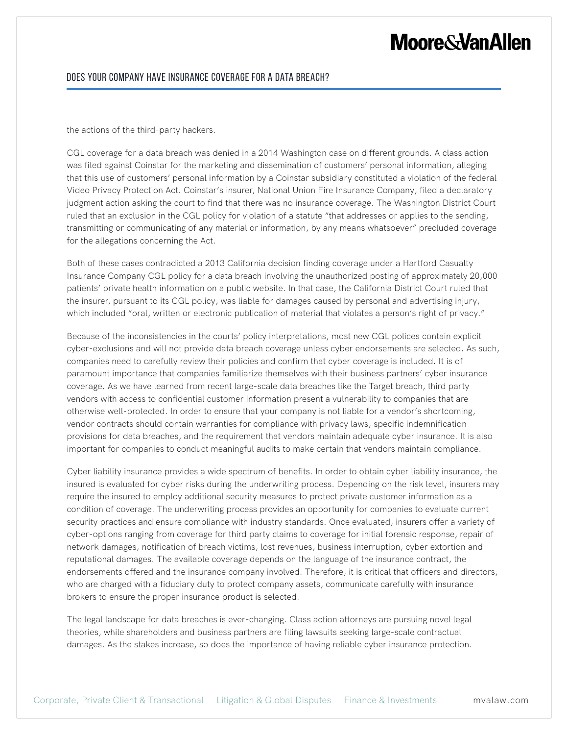the actions of the third-party hackers.

CGL coverage for a data breach was denied in a 2014 Washington case on different grounds. A class action was filed against Coinstar for the marketing and dissemination of customers' personal information, alleging that this use of customers' personal information by a Coinstar subsidiary constituted a violation of the federal Video Privacy Protection Act. Coinstar's insurer, National Union Fire Insurance Company, filed a declaratory judgment action asking the court to find that there was no insurance coverage. The Washington District Court ruled that an exclusion in the CGL policy for violation of a statute "that addresses or applies to the sending, transmitting or communicating of any material or information, by any means whatsoever" precluded coverage for the allegations concerning the Act.

Both of these cases contradicted a 2013 California decision finding coverage under a Hartford Casualty Insurance Company CGL policy for a data breach involving the unauthorized posting of approximately 20,000 patients' private health information on a public website. In that case, the California District Court ruled that the insurer, pursuant to its CGL policy, was liable for damages caused by personal and advertising injury, which included "oral, written or electronic publication of material that violates a person's right of privacy."

Because of the inconsistencies in the courts' policy interpretations, most new CGL polices contain explicit cyber-exclusions and will not provide data breach coverage unless cyber endorsements are selected. As such, companies need to carefully review their policies and confirm that cyber coverage is included. It is of paramount importance that companies familiarize themselves with their business partners' cyber insurance coverage. As we have learned from recent large-scale data breaches like the Target breach, third party vendors with access to confidential customer information present a vulnerability to companies that are otherwise well-protected. In order to ensure that your company is not liable for a vendor's shortcoming, vendor contracts should contain warranties for compliance with privacy laws, specific indemnification provisions for data breaches, and the requirement that vendors maintain adequate cyber insurance. It is also important for companies to conduct meaningful audits to make certain that vendors maintain compliance.

Cyber liability insurance provides a wide spectrum of benefits. In order to obtain cyber liability insurance, the insured is evaluated for cyber risks during the underwriting process. Depending on the risk level, insurers may require the insured to employ additional security measures to protect private customer information as a condition of coverage. The underwriting process provides an opportunity for companies to evaluate current security practices and ensure compliance with industry standards. Once evaluated, insurers offer a variety of cyber-options ranging from coverage for third party claims to coverage for initial forensic response, repair of network damages, notification of breach victims, lost revenues, business interruption, cyber extortion and reputational damages. The available coverage depends on the language of the insurance contract, the endorsements offered and the insurance company involved. Therefore, it is critical that officers and directors, who are charged with a fiduciary duty to protect company assets, communicate carefully with insurance brokers to ensure the proper insurance product is selected.

The legal landscape for data breaches is ever-changing. Class action attorneys are pursuing novel legal theories, while shareholders and business partners are filing lawsuits seeking large-scale contractual damages. As the stakes increase, so does the importance of having reliable cyber insurance protection.